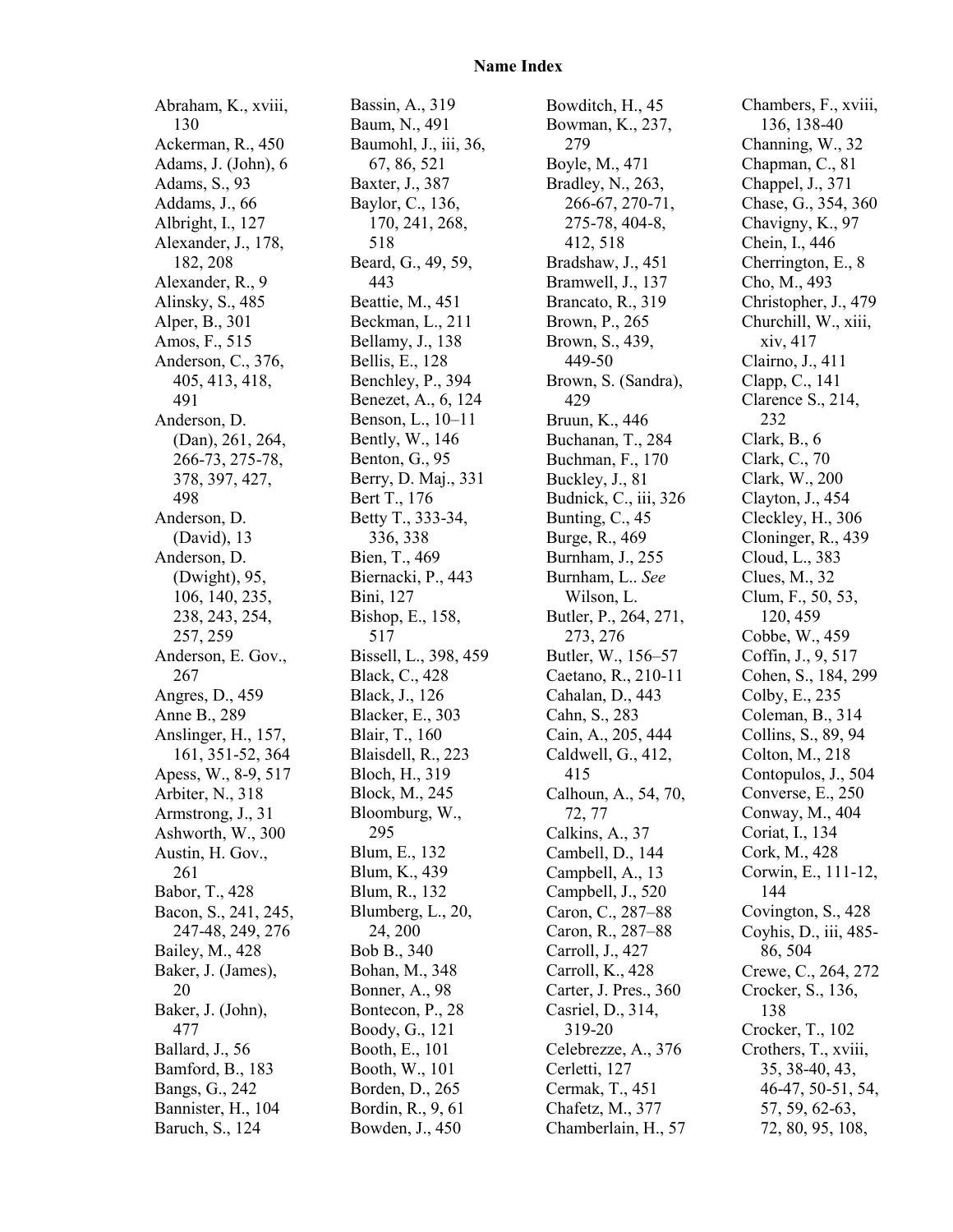# Name Index

Abraham, K., xviii, 130
Ackerman, R., 450
Adams, J. (John), 6
Adams, S., 93
Addams, J., 66
Albright, I., 127
Alexander, J., 178, 182, 208
Alexander, R., 9
Alinsky, S., 485
Alper, B., 301
Amos, F., 515
Anderson, C., 376, 405, 413, 418, 491
Anderson, D. (Dan), 261, 264, 266-73, 275-78, 378, 397, 427, 498
Anderson, D. (David), 13
Anderson, D. (Dwight), 95, 106, 140, 235, 238, 243, 254, 257, 259
Anderson, E. Gov., 267
Angres, D., 459
Anne B., 289
Anslinger, H., 157, 161, 351-52, 364
Apess, W., 8-9, 517
Arbiter, N., 318
Armstrong, J., 31
Ashworth, W., 300
Austin, H. Gov., 261
Babor, T., 428
Bacon, S., 241, 245, 247-48, 249, 276
Bailey, M., 428
Baker, J. (James), 20
Baker, J. (John), 477
Ballard, J., 56
Bamford, B., 183
Bangs, G., 242
Bannister, H., 104
Baruch, S., 124
Bassin, A., 319
Baum, N., 491
Baumohl, J., iii, 36, 67, 86, 521
Baxter, J., 387
Baylor, C., 136, 170, 241, 268, 518
Beard, G., 49, 59, 443
Beattie, M., 451
Beckman, L., 211
Bellamy, J., 138
Bellis, E., 128
Benchley, P., 394
Benezet, A., 6, 124
Benson, L., 10–11
Bently, W., 146
Benton, G., 95
Berry, D. Maj., 331
Bert T., 176
Betty T., 333-34, 336, 338
Bien, T., 469
Biernacki, P., 443
Bini, 127
Bishop, E., 158, 517
Bissell, L., 398, 459
Black, C., 428
Black, J., 126
Blacker, E., 303
Blair, T., 160
Blaisdell, R., 223
Bloch, H., 319
Block, M., 245
Bloomburg, W., 295
Blum, E., 132
Blum, K., 439
Blum, R., 132
Blumberg, L., 20, 24, 200
Bob B., 340
Bohan, M., 348
Bonner, A., 98
Bontecon, P., 28
Boody, G., 121
Booth, E., 101
Booth, W., 101
Borden, D., 265
Bordin, R., 9, 61
Bowden, J., 450
Bowditch, H., 45
Bowman, K., 237, 279
Boyle, M., 471
Bradley, N., 263, 266-67, 270-71, 275-78, 404-8, 412, 518
Bradshaw, J., 451
Bramwell, J., 137
Brancato, R., 319
Brown, P., 265
Brown, S., 439, 449-50
Brown, S. (Sandra), 429
Bruun, K., 446
Buchanan, T., 284
Buchman, F., 170
Buckley, J., 81
Budnick, C., iii, 326
Bunting, C., 45
Burge, R., 469
Burnham, J., 255
Burnham, L.. *See* Wilson, L.
Butler, P., 264, 271, 273, 276
Butler, W., 156–57
Caetano, R., 210-11
Cahalan, D., 443
Cahn, S., 283
Cain, A., 205, 444
Caldwell, G., 412, 415
Calhoun, A., 54, 70, 72, 77
Calkins, A., 37
Cambell, D., 144
Campbell, A., 13
Campbell, J., 520
Caron, C., 287–88
Caron, R., 287–88
Carroll, J., 427
Carroll, K., 428
Carter, J. Pres., 360
Casriel, D., 314, 319-20
Celebrezze, A., 376
Cerletti, 127
Cermak, T., 451
Chafetz, M., 377
Chamberlain, H., 57
Chambers, F., xviii, 136, 138-40
Channing, W., 32
Chapman, C., 81
Chappel, J., 371
Chase, G., 354, 360
Chavigny, K., 97
Chein, I., 446
Cherrington, E., 8
Cho, M., 493
Christopher, J., 479
Churchill, W., xiii, xiv, 417
Clairno, J., 411
Clapp, C., 141
Clarence S., 214, 232
Clark, B., 6
Clark, C., 70
Clark, W., 200
Clayton, J., 454
Cleckley, H., 306
Cloninger, R., 439
Cloud, L., 383
Clues, M., 32
Clum, F., 50, 53, 120, 459
Cobbe, W., 459
Coffin, J., 9, 517
Cohen, S., 184, 299
Colby, E., 235
Coleman, B., 314
Collins, S., 89, 94
Colton, M., 218
Contopulos, J., 504
Converse, E., 250
Conway, M., 404
Coriat, I., 134
Cork, M., 428
Corwin, E., 111-12, 144
Covington, S., 428
Coyhis, D., iii, 485-86, 504
Crewe, C., 264, 272
Crocker, S., 136, 138
Crocker, T., 102
Crothers, T., xviii, 35, 38-40, 43, 46-47, 50-51, 54, 57, 59, 62-63, 72, 80, 95, 108,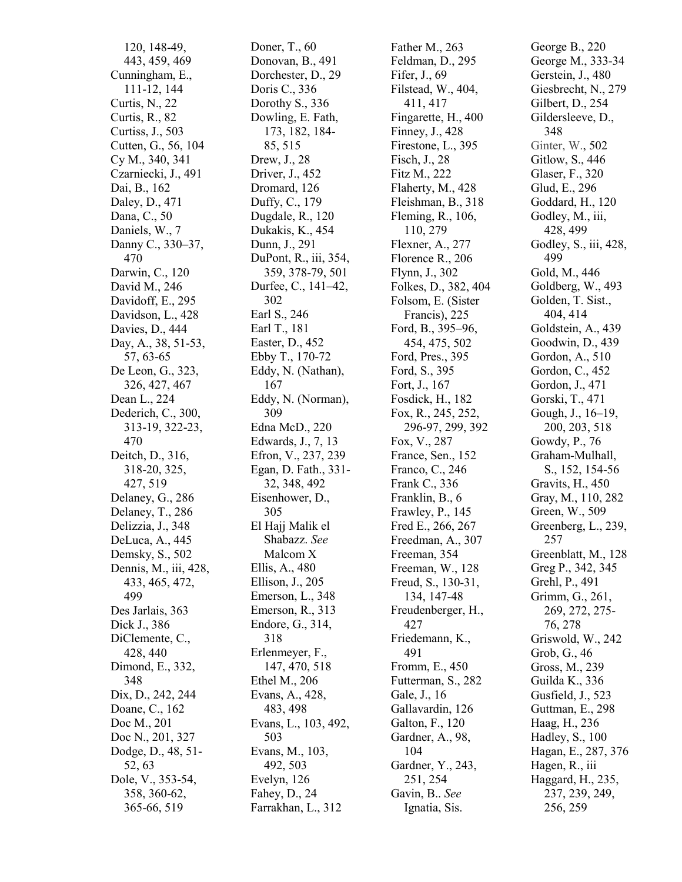120, 148-49, 443, 459, 469
Cunningham, E., 111-12, 144
Curtis, N., 22
Curtis, R., 82
Curtiss, J., 503
Cutten, G., 56, 104
Cy M., 340, 341
Czarniecki, J., 491
Dai, B., 162
Daley, D., 471
Dana, C., 50
Daniels, W., 7
Danny C., 330–37, 470
Darwin, C., 120
David M., 246
Davidoff, E., 295
Davidson, L., 428
Davies, D., 444
Day, A., 38, 51-53, 57, 63-65
De Leon, G., 323, 326, 427, 467
Dean L., 224
Dederich, C., 300, 313-19, 322-23, 470
Deitch, D., 316, 318-20, 325, 427, 519
Delaney, G., 286
Delaney, T., 286
Delizzia, J., 348
DeLuca, A., 445
Demsky, S., 502
Dennis, M., iii, 428, 433, 465, 472, 499
Des Jarlais, 363
Dick J., 386
DiClemente, C., 428, 440
Dimond, E., 332, 348
Dix, D., 242, 244
Doane, C., 162
Doc M., 201
Doc N., 201, 327
Dodge, D., 48, 51-52, 63
Dole, V., 353-54, 358, 360-62, 365-66, 519
Doner, T., 60
Donovan, B., 491
Dorchester, D., 29
Doris C., 336
Dorothy S., 336
Dowling, E. Fath, 173, 182, 184-85, 515
Drew, J., 28
Driver, J., 452
Dromard, 126
Duffy, C., 179
Dugdale, R., 120
Dukakis, K., 454
Dunn, J., 291
DuPont, R., iii, 354, 359, 378-79, 501
Durfee, C., 141–42, 302
Earl S., 246
Earl T., 181
Easter, D., 452
Ebby T., 170-72
Eddy, N. (Nathan), 167
Eddy, N. (Norman), 309
Edna McD., 220
Edwards, J., 7, 13
Efron, V., 237, 239
Egan, D. Fath., 331-32, 348, 492
Eisenhower, D., 305
El Hajj Malik el Shabazz. *See* Malcom X
Ellis, A., 480
Ellison, J., 205
Emerson, L., 348
Emerson, R., 313
Endore, G., 314, 318
Erlenmeyer, F., 147, 470, 518
Ethel M., 206
Evans, A., 428, 483, 498
Evans, L., 103, 492, 503
Evans, M., 103, 492, 503
Evelyn, 126
Fahey, D., 24
Farrakhan, L., 312
Father M., 263
Feldman, D., 295
Fifer, J., 69
Filstead, W., 404, 411, 417
Fingarette, H., 400
Finney, J., 428
Firestone, L., 395
Fisch, J., 28
Fitz M., 222
Flaherty, M., 428
Fleishman, B., 318
Fleming, R., 106, 110, 279
Flexner, A., 277
Florence R., 206
Flynn, J., 302
Folkes, D., 382, 404
Folsom, E. (Sister Francis), 225
Ford, B., 395–96, 454, 475, 502
Ford, Pres., 395
Ford, S., 395
Fort, J., 167
Fosdick, H., 182
Fox, R., 245, 252, 296-97, 299, 392
Fox, V., 287
France, Sen., 152
Franco, C., 246
Frank C., 336
Franklin, B., 6
Frawley, P., 145
Fred E., 266, 267
Freedman, A., 307
Freeman, 354
Freeman, W., 128
Freud, S., 130-31, 134, 147-48
Freudenberger, H., 427
Friedemann, K., 491
Fromm, E., 450
Futterman, S., 282
Gale, J., 16
Gallavardin, 126
Galton, F., 120
Gardner, A., 98, 104
Gardner, Y., 243, 251, 254
Gavin, B.. *See* Ignatia, Sis.
George B., 220
George M., 333-34
Gerstein, J., 480
Giesbrecht, N., 279
Gilbert, D., 254
Gildersleeve, D., 348
Ginter, W., 502
Gitlow, S., 446
Glaser, F., 320
Glud, E., 296
Goddard, H., 120
Godley, M., iii, 428, 499
Godley, S., iii, 428, 499
Gold, M., 446
Goldberg, W., 493
Golden, T. Sist., 404, 414
Goldstein, A., 439
Goodwin, D., 439
Gordon, A., 510
Gordon, C., 452
Gordon, J., 471
Gorski, T., 471
Gough, J., 16–19, 200, 203, 518
Gowdy, P., 76
Graham-Mulhall, S., 152, 154-56
Gravits, H., 450
Gray, M., 110, 282
Green, W., 509
Greenberg, L., 239, 257
Greenblatt, M., 128
Greg P., 342, 345
Grehl, P., 491
Grimm, G., 261, 269, 272, 275-76, 278
Griswold, W., 242
Grob, G., 46
Gross, M., 239
Guilda K., 336
Gusfield, J., 523
Guttman, E., 298
Haag, H., 236
Hadley, S., 100
Hagan, E., 287, 376
Hagen, R., iii
Haggard, H., 235, 237, 239, 249, 256, 259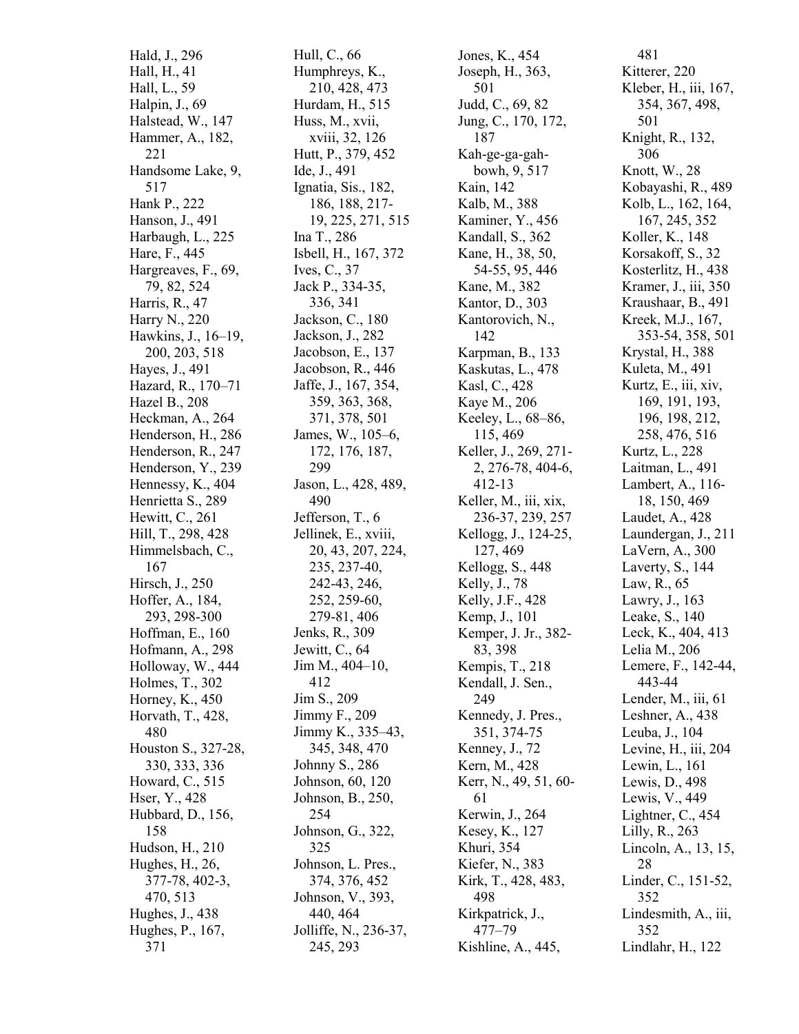Hald, J., 296
Hall, H., 41
Hall, L., 59
Halpin, J., 69
Halstead, W., 147
Hammer, A., 182, 221
Handsome Lake, 9, 517
Hank P., 222
Hanson, J., 491
Harbaugh, L., 225
Hare, F., 445
Hargreaves, F., 69, 79, 82, 524
Harris, R., 47
Harry N., 220
Hawkins, J., 16–19, 200, 203, 518
Hayes, J., 491
Hazard, R., 170–71
Hazel B., 208
Heckman, A., 264
Henderson, H., 286
Henderson, R., 247
Henderson, Y., 239
Hennessy, K., 404
Henrietta S., 289
Hewitt, C., 261
Hill, T., 298, 428
Himmelsbach, C., 167
Hirsch, J., 250
Hoffer, A., 184, 293, 298-300
Hoffman, E., 160
Hofmann, A., 298
Holloway, W., 444
Holmes, T., 302
Horney, K., 450
Horvath, T., 428, 480
Houston S., 327-28, 330, 333, 336
Howard, C., 515
Hser, Y., 428
Hubbard, D., 156, 158
Hudson, H., 210
Hughes, H., 26, 377-78, 402-3, 470, 513
Hughes, J., 438
Hughes, P., 167, 371
Hull, C., 66
Humphreys, K., 210, 428, 473
Hurdam, H., 515
Huss, M., xvii, xviii, 32, 126
Hutt, P., 379, 452
Ide, J., 491
Ignatia, Sis., 182, 186, 188, 217-19, 225, 271, 515
Ina T., 286
Isbell, H., 167, 372
Ives, C., 37
Jack P., 334-35, 336, 341
Jackson, C., 180
Jackson, J., 282
Jacobson, E., 137
Jacobson, R., 446
Jaffe, J., 167, 354, 359, 363, 368, 371, 378, 501
James, W., 105–6, 172, 176, 187, 299
Jason, L., 428, 489, 490
Jefferson, T., 6
Jellinek, E., xviii, 20, 43, 207, 224, 235, 237-40, 242-43, 246, 252, 259-60, 279-81, 406
Jenks, R., 309
Jewitt, C., 64
Jim M., 404–10, 412
Jim S., 209
Jimmy F., 209
Jimmy K., 335–43, 345, 348, 470
Johnny S., 286
Johnson, 60, 120
Johnson, B., 250, 254
Johnson, G., 322, 325
Johnson, L. Pres., 374, 376, 452
Johnson, V., 393, 440, 464
Jolliffe, N., 236-37, 245, 293
Jones, K., 454
Joseph, H., 363, 501
Judd, C., 69, 82
Jung, C., 170, 172, 187
Kah-ge-ga-gah-bowh, 9, 517
Kain, 142
Kalb, M., 388
Kaminer, Y., 456
Kandall, S., 362
Kane, H., 38, 50, 54-55, 95, 446
Kane, M., 382
Kantor, D., 303
Kantorovich, N., 142
Karpman, B., 133
Kaskutas, L., 478
Kasl, C., 428
Kaye M., 206
Keeley, L., 68–86, 115, 469
Keller, J., 269, 271-2, 276-78, 404-6, 412-13
Keller, M., iii, xix, 236-37, 239, 257
Kellogg, J., 124-25, 127, 469
Kellogg, S., 448
Kelly, J., 78
Kelly, J.F., 428
Kemp, J., 101
Kemper, J. Jr., 382-83, 398
Kempis, T., 218
Kendall, J. Sen., 249
Kennedy, J. Pres., 351, 374-75
Kenney, J., 72
Kern, M., 428
Kerr, N., 49, 51, 60-61
Kerwin, J., 264
Kesey, K., 127
Khuri, 354
Kiefer, N., 383
Kirk, T., 428, 483, 498
Kirkpatrick, J., 477–79
Kishline, A., 445, 481
Kitterer, 220
Kleber, H., iii, 167, 354, 367, 498, 501
Knight, R., 132, 306
Knott, W., 28
Kobayashi, R., 489
Kolb, L., 162, 164, 167, 245, 352
Koller, K., 148
Korsakoff, S., 32
Kosterlitz, H., 438
Kramer, J., iii, 350
Kraushaar, B., 491
Kreek, M.J., 167, 353-54, 358, 501
Krystal, H., 388
Kuleta, M., 491
Kurtz, E., iii, xiv, 169, 191, 193, 196, 198, 212, 258, 476, 516
Kurtz, L., 228
Laitman, L., 491
Lambert, A., 116-18, 150, 469
Laudet, A., 428
Laundergan, J., 211
LaVern, A., 300
Laverty, S., 144
Law, R., 65
Lawry, J., 163
Leake, S., 140
Leck, K., 404, 413
Lelia M., 206
Lemere, F., 142-44, 443-44
Lender, M., iii, 61
Leshner, A., 438
Leuba, J., 104
Levine, H., iii, 204
Lewin, L., 161
Lewis, D., 498
Lewis, V., 449
Lightner, C., 454
Lilly, R., 263
Lincoln, A., 13, 15, 28
Linder, C., 151-52, 352
Lindesmith, A., iii, 352
Lindlahr, H., 122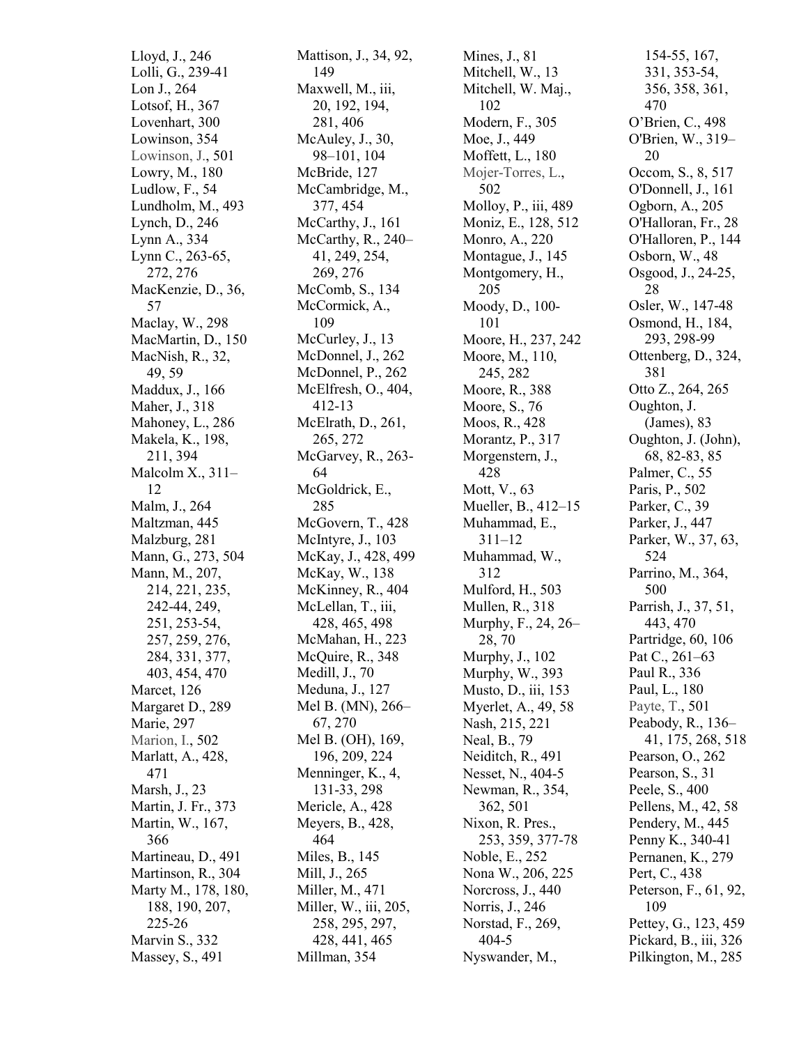Lloyd, J., 246
Lolli, G., 239-41
Lon J., 264
Lotsof, H., 367
Lovenhart, 300
Lowinson, 354
Lowinson, J., 501
Lowry, M., 180
Ludlow, F., 54
Lundholm, M., 493
Lynch, D., 246
Lynn A., 334
Lynn C., 263-65, 272, 276
MacKenzie, D., 36, 57
Maclay, W., 298
MacMartin, D., 150
MacNish, R., 32, 49, 59
Maddux, J., 166
Maher, J., 318
Mahoney, L., 286
Makela, K., 198, 211, 394
Malcolm X., 311–12
Malm, J., 264
Maltzman, 445
Malzburg, 281
Mann, G., 273, 504
Mann, M., 207, 214, 221, 235, 242-44, 249, 251, 253-54, 257, 259, 276, 284, 331, 377, 403, 454, 470
Marcet, 126
Margaret D., 289
Marie, 297
Marion, I., 502
Marlatt, A., 428, 471
Marsh, J., 23
Martin, J. Fr., 373
Martin, W., 167, 366
Martineau, D., 491
Martinson, R., 304
Marty M., 178, 180, 188, 190, 207, 225-26
Marvin S., 332
Massey, S., 491
Mattison, J., 34, 92, 149
Maxwell, M., iii, 20, 192, 194, 281, 406
McAuley, J., 30, 98–101, 104
McBride, 127
McCambridge, M., 377, 454
McCarthy, J., 161
McCarthy, R., 240–41, 249, 254, 269, 276
McComb, S., 134
McCormick, A., 109
McCurley, J., 13
McDonnel, J., 262
McDonnel, P., 262
McElfresh, O., 404, 412-13
McElrath, D., 261, 265, 272
McGarvey, R., 263-64
McGoldrick, E., 285
McGovern, T., 428
McIntyre, J., 103
McKay, J., 428, 499
McKay, W., 138
McKinney, R., 404
McLellan, T., iii, 428, 465, 498
McMahan, H., 223
McQuire, R., 348
Medill, J., 70
Meduna, J., 127
Mel B. (MN), 266–67, 270
Mel B. (OH), 169, 196, 209, 224
Menninger, K., 4, 131-33, 298
Mericle, A., 428
Meyers, B., 428, 464
Miles, B., 145
Mill, J., 265
Miller, M., 471
Miller, W., iii, 205, 258, 295, 297, 428, 441, 465
Millman, 354
Mines, J., 81
Mitchell, W., 13
Mitchell, W. Maj., 102
Modern, F., 305
Moe, J., 449
Moffett, L., 180
Mojer-Torres, L., 502
Molloy, P., iii, 489
Moniz, E., 128, 512
Monro, A., 220
Montague, J., 145
Montgomery, H., 205
Moody, D., 100-101
Moore, H., 237, 242
Moore, M., 110, 245, 282
Moore, R., 388
Moore, S., 76
Moos, R., 428
Morantz, P., 317
Morgenstern, J., 428
Mott, V., 63
Mueller, B., 412–15
Muhammad, E., 311–12
Muhammad, W., 312
Mulford, H., 503
Mullen, R., 318
Murphy, F., 24, 26–28, 70
Murphy, J., 102
Murphy, W., 393
Musto, D., iii, 153
Myerlet, A., 49, 58
Nash, 215, 221
Neal, B., 79
Neiditch, R., 491
Nesset, N., 404-5
Newman, R., 354, 362, 501
Nixon, R. Pres., 253, 359, 377-78
Noble, E., 252
Nona W., 206, 225
Norcross, J., 440
Norris, J., 246
Norstad, F., 269, 404-5
Nyswander, M., 154-55, 167, 331, 353-54, 356, 358, 361, 470
O'Brien, C., 498
O'Brien, W., 319–20
Occom, S., 8, 517
O'Donnell, J., 161
Ogborn, A., 205
O'Halloran, Fr., 28
O'Halloren, P., 144
Osborn, W., 48
Osgood, J., 24-25, 28
Osler, W., 147-48
Osmond, H., 184, 293, 298-99
Ottenberg, D., 324, 381
Otto Z., 264, 265
Oughton, J. (James), 83
Oughton, J. (John), 68, 82-83, 85
Palmer, C., 55
Paris, P., 502
Parker, C., 39
Parker, J., 447
Parker, W., 37, 63, 524
Parrino, M., 364, 500
Parrish, J., 37, 51, 443, 470
Partridge, 60, 106
Pat C., 261–63
Paul R., 336
Paul, L., 180
Payte, T., 501
Peabody, R., 136–41, 175, 268, 518
Pearson, O., 262
Pearson, S., 31
Peele, S., 400
Pellens, M., 42, 58
Pendery, M., 445
Penny K., 340-41
Pernanen, K., 279
Pert, C., 438
Peterson, F., 61, 92, 109
Pettey, G., 123, 459
Pickard, B., iii, 326
Pilkington, M., 285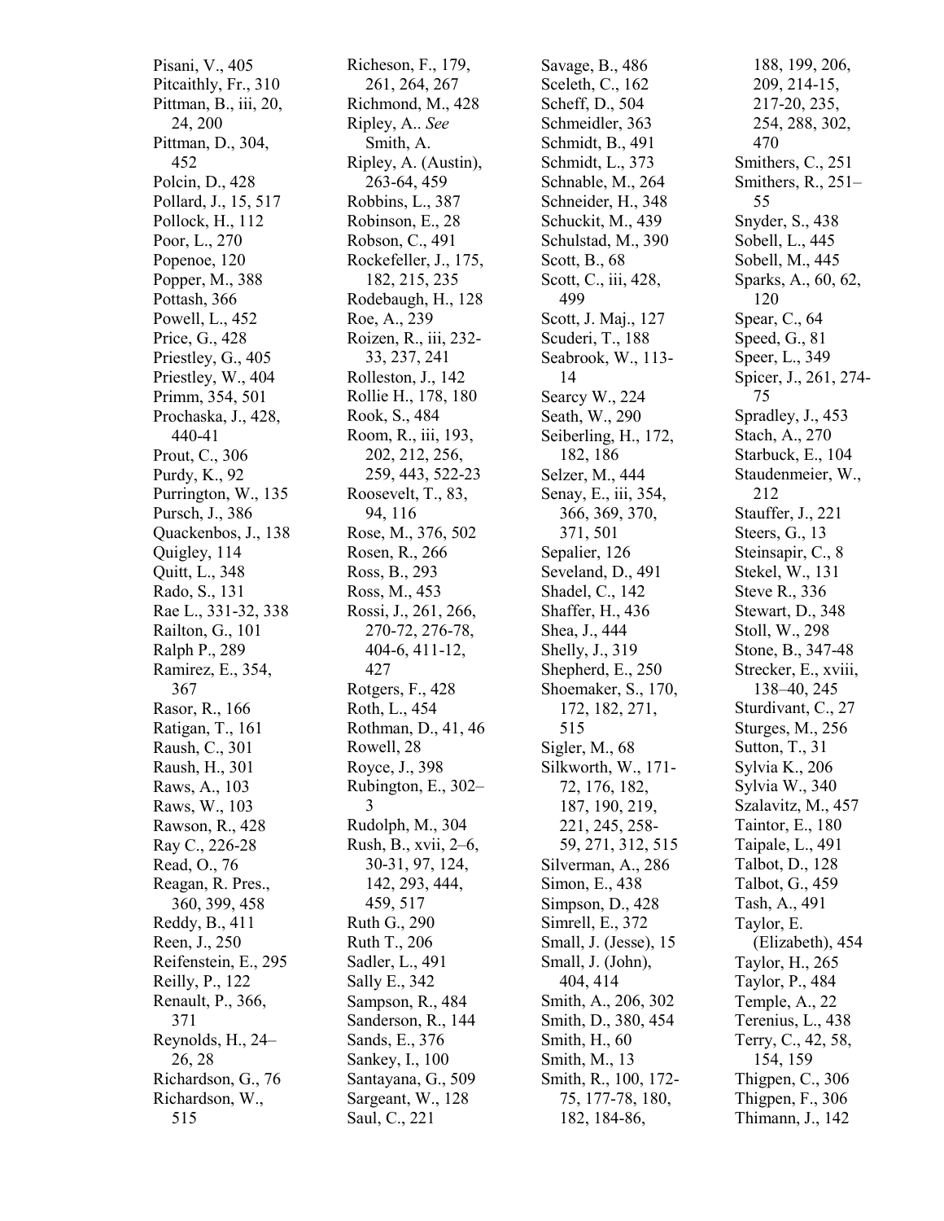Pisani, V., 405
Pitcaithly, Fr., 310
Pittman, B., iii, 20, 24, 200
Pittman, D., 304, 452
Polcin, D., 428
Pollard, J., 15, 517
Pollock, H., 112
Poor, L., 270
Popenoe, 120
Popper, M., 388
Pottash, 366
Powell, L., 452
Price, G., 428
Priestley, G., 405
Priestley, W., 404
Primm, 354, 501
Prochaska, J., 428, 440-41
Prout, C., 306
Purdy, K., 92
Purrington, W., 135
Pursch, J., 386
Quackenbos, J., 138
Quigley, 114
Quitt, L., 348
Rado, S., 131
Rae L., 331-32, 338
Railton, G., 101
Ralph P., 289
Ramirez, E., 354, 367
Rasor, R., 166
Ratigan, T., 161
Raush, C., 301
Raush, H., 301
Raws, A., 103
Raws, W., 103
Rawson, R., 428
Ray C., 226-28
Read, O., 76
Reagan, R. Pres., 360, 399, 458
Reddy, B., 411
Reen, J., 250
Reifenstein, E., 295
Reilly, P., 122
Renault, P., 366, 371
Reynolds, H., 24–26, 28
Richardson, G., 76
Richardson, W., 515
Richeson, F., 179, 261, 264, 267
Richmond, M., 428
Ripley, A.. *See* Smith, A.
Ripley, A. (Austin), 263-64, 459
Robbins, L., 387
Robinson, E., 28
Robson, C., 491
Rockefeller, J., 175, 182, 215, 235
Rodebaugh, H., 128
Roe, A., 239
Roizen, R., iii, 232-33, 237, 241
Rolleston, J., 142
Rollie H., 178, 180
Rook, S., 484
Room, R., iii, 193, 202, 212, 256, 259, 443, 522-23
Roosevelt, T., 83, 94, 116
Rose, M., 376, 502
Rosen, R., 266
Ross, B., 293
Ross, M., 453
Rossi, J., 261, 266, 270-72, 276-78, 404-6, 411-12, 427
Rotgers, F., 428
Roth, L., 454
Rothman, D., 41, 46
Rowell, 28
Royce, J., 398
Rubington, E., 302–3
Rudolph, M., 304
Rush, B., xvii, 2–6, 30-31, 97, 124, 142, 293, 444, 459, 517
Ruth G., 290
Ruth T., 206
Sadler, L., 491
Sally E., 342
Sampson, R., 484
Sanderson, R., 144
Sands, E., 376
Sankey, I., 100
Santayana, G., 509
Sargeant, W., 128
Saul, C., 221
Savage, B., 486
Sceleth, C., 162
Scheff, D., 504
Schmeidler, 363
Schmidt, B., 491
Schmidt, L., 373
Schnable, M., 264
Schneider, H., 348
Schuckit, M., 439
Schulstad, M., 390
Scott, B., 68
Scott, C., iii, 428, 499
Scott, J. Maj., 127
Scuderi, T., 188
Seabrook, W., 113-14
Searcy W., 224
Seath, W., 290
Seiberling, H., 172, 182, 186
Selzer, M., 444
Senay, E., iii, 354, 366, 369, 370, 371, 501
Sepalier, 126
Seveland, D., 491
Shadel, C., 142
Shaffer, H., 436
Shea, J., 444
Shelly, J., 319
Shepherd, E., 250
Shoemaker, S., 170, 172, 182, 271, 515
Sigler, M., 68
Silkworth, W., 171-72, 176, 182, 187, 190, 219, 221, 245, 258-59, 271, 312, 515
Silverman, A., 286
Simon, E., 438
Simpson, D., 428
Simrell, E., 372
Small, J. (Jesse), 15
Small, J. (John), 404, 414
Smith, A., 206, 302
Smith, D., 380, 454
Smith, H., 60
Smith, M., 13
Smith, R., 100, 172-75, 177-78, 180, 182, 184-86, 188, 199, 206, 209, 214-15, 217-20, 235, 254, 288, 302, 470
Smithers, C., 251
Smithers, R., 251–55
Snyder, S., 438
Sobell, L., 445
Sobell, M., 445
Sparks, A., 60, 62, 120
Spear, C., 64
Speed, G., 81
Speer, L., 349
Spicer, J., 261, 274-75
Spradley, J., 453
Stach, A., 270
Starbuck, E., 104
Staudenmeier, W., 212
Stauffer, J., 221
Steers, G., 13
Steinsapir, C., 8
Stekel, W., 131
Steve R., 336
Stewart, D., 348
Stoll, W., 298
Stone, B., 347-48
Strecker, E., xviii, 138–40, 245
Sturdivant, C., 27
Sturges, M., 256
Sutton, T., 31
Sylvia K., 206
Sylvia W., 340
Szalavitz, M., 457
Taintor, E., 180
Taipale, L., 491
Talbot, D., 128
Talbot, G., 459
Tash, A., 491
Taylor, E. (Elizabeth), 454
Taylor, H., 265
Taylor, P., 484
Temple, A., 22
Terenius, L., 438
Terry, C., 42, 58, 154, 159
Thigpen, C., 306
Thigpen, F., 306
Thimann, J., 142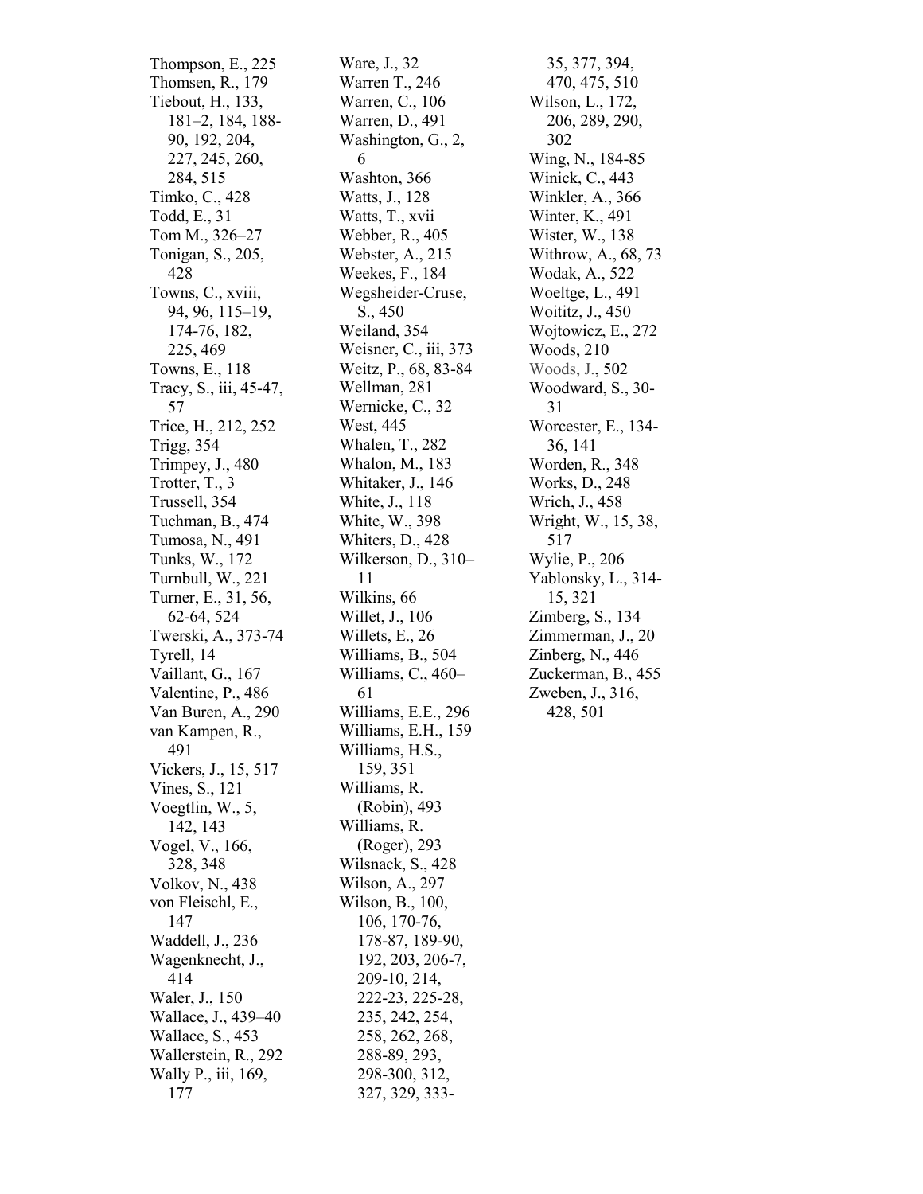Thompson, E., 225
Thomsen, R., 179
Tiebout, H., 133, 181–2, 184, 188-90, 192, 204, 227, 245, 260, 284, 515
Timko, C., 428
Todd, E., 31
Tom M., 326–27
Tonigan, S., 205, 428
Towns, C., xviii, 94, 96, 115–19, 174-76, 182, 225, 469
Towns, E., 118
Tracy, S., iii, 45-47, 57
Trice, H., 212, 252
Trigg, 354
Trimpey, J., 480
Trotter, T., 3
Trussell, 354
Tuchman, B., 474
Tumosa, N., 491
Tunks, W., 172
Turnbull, W., 221
Turner, E., 31, 56, 62-64, 524
Twerski, A., 373-74
Tyrell, 14
Vaillant, G., 167
Valentine, P., 486
Van Buren, A., 290
van Kampen, R., 491
Vickers, J., 15, 517
Vines, S., 121
Voegtlin, W., 5, 142, 143
Vogel, V., 166, 328, 348
Volkov, N., 438
von Fleischl, E., 147
Waddell, J., 236
Wagenknecht, J., 414
Waler, J., 150
Wallace, J., 439–40
Wallace, S., 453
Wallerstein, R., 292
Wally P., iii, 169, 177
Ware, J., 32
Warren T., 246
Warren, C., 106
Warren, D., 491
Washington, G., 2, 6
Washton, 366
Watts, J., 128
Watts, T., xvii
Webber, R., 405
Webster, A., 215
Weekes, F., 184
Wegsheider-Cruse, S., 450
Weiland, 354
Weisner, C., iii, 373
Weitz, P., 68, 83-84
Wellman, 281
Wernicke, C., 32
West, 445
Whalen, T., 282
Whalon, M., 183
Whitaker, J., 146
White, J., 118
White, W., 398
Whiters, D., 428
Wilkerson, D., 310–11
Wilkins, 66
Willet, J., 106
Willets, E., 26
Williams, B., 504
Williams, C., 460–61
Williams, E.E., 296
Williams, E.H., 159
Williams, H.S., 159, 351
Williams, R. (Robin), 493
Williams, R. (Roger), 293
Wilsnack, S., 428
Wilson, A., 297
Wilson, B., 100, 106, 170-76, 178-87, 189-90, 192, 203, 206-7, 209-10, 214, 222-23, 225-28, 235, 242, 254, 258, 262, 268, 288-89, 293, 298-300, 312, 327, 329, 333-35, 377, 394, 470, 475, 510
Wilson, L., 172, 206, 289, 290, 302
Wing, N., 184-85
Winick, C., 443
Winkler, A., 366
Winter, K., 491
Wister, W., 138
Withrow, A., 68, 73
Wodak, A., 522
Woeltge, L., 491
Woititz, J., 450
Wojtowicz, E., 272
Woods, 210
Woods, J., 502
Woodward, S., 30-31
Worcester, E., 134-36, 141
Worden, R., 348
Works, D., 248
Wrich, J., 458
Wright, W., 15, 38, 517
Wylie, P., 206
Yablonsky, L., 314-15, 321
Zimberg, S., 134
Zimmerman, J., 20
Zinberg, N., 446
Zuckerman, B., 455
Zweben, J., 316, 428, 501